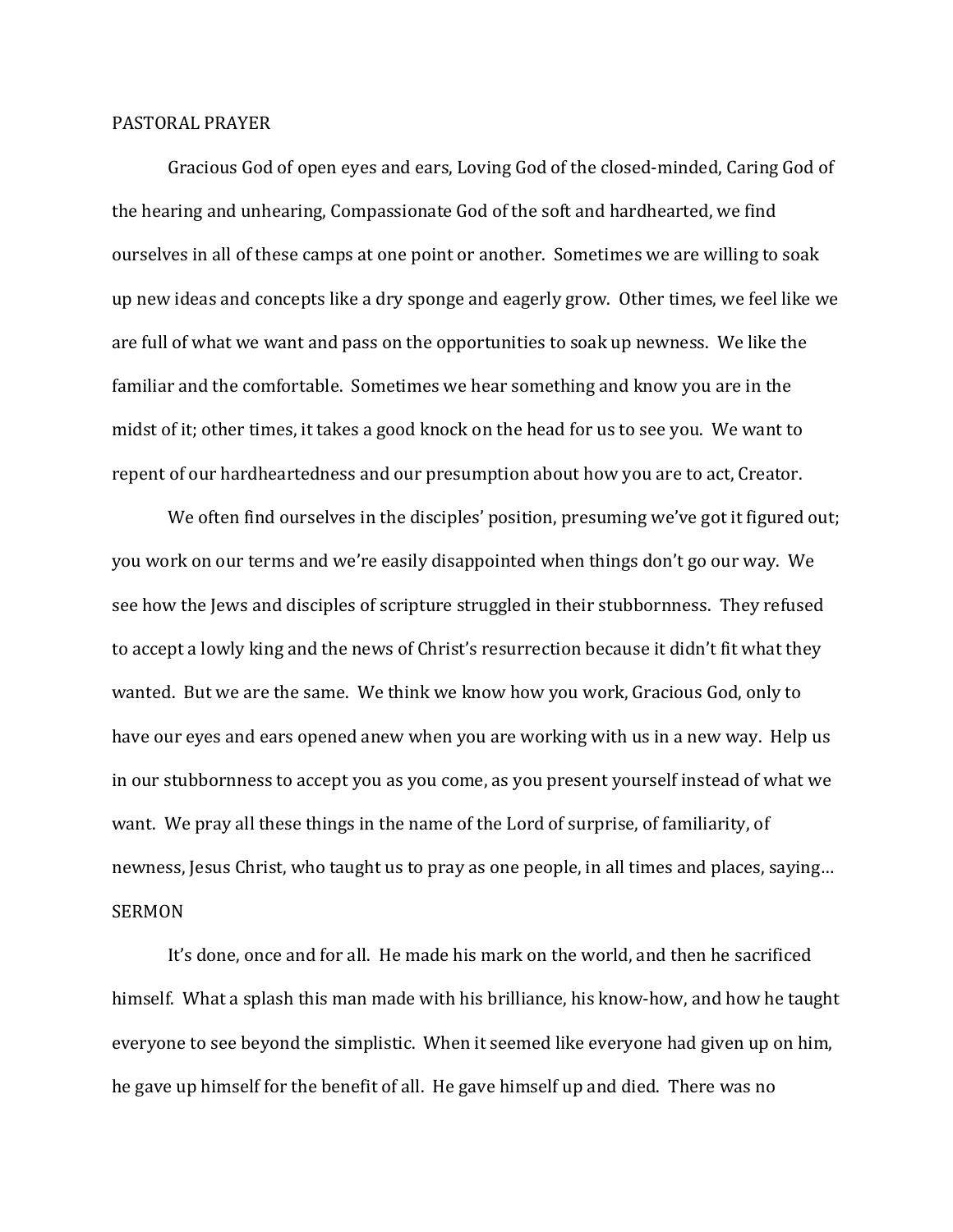## PASTORAL PRAYER

Gracious God of open eyes and ears, Loving God of the closed-minded, Caring God of the hearing and unhearing, Compassionate God of the soft and hardhearted, we find ourselves in all of these camps at one point or another. Sometimes we are willing to soak up new ideas and concepts like a dry sponge and eagerly grow. Other times, we feel like we are full of what we want and pass on the opportunities to soak up newness. We like the familiar and the comfortable. Sometimes we hear something and know you are in the midst of it; other times, it takes a good knock on the head for us to see you. We want to repent of our hardheartedness and our presumption about how you are to act, Creator.

We often find ourselves in the disciples' position, presuming we've got it figured out; you work on our terms and we're easily disappointed when things don't go our way. We see how the Jews and disciples of scripture struggled in their stubbornness. They refused to accept a lowly king and the news of Christ's resurrection because it didn't fit what they wanted. But we are the same. We think we know how you work, Gracious God, only to have our eyes and ears opened anew when you are working with us in a new way. Help us in our stubbornness to accept you as you come, as you present yourself instead of what we want. We pray all these things in the name of the Lord of surprise, of familiarity, of newness, Jesus Christ, who taught us to pray as one people, in all times and places, saying…

## SERMON

It's done, once and for all. He made his mark on the world, and then he sacrificed himself. What a splash this man made with his brilliance, his know-how, and how he taught everyone to see beyond the simplistic. When it seemed like everyone had given up on him, he gave up himself for the benefit of all. He gave himself up and died. There was no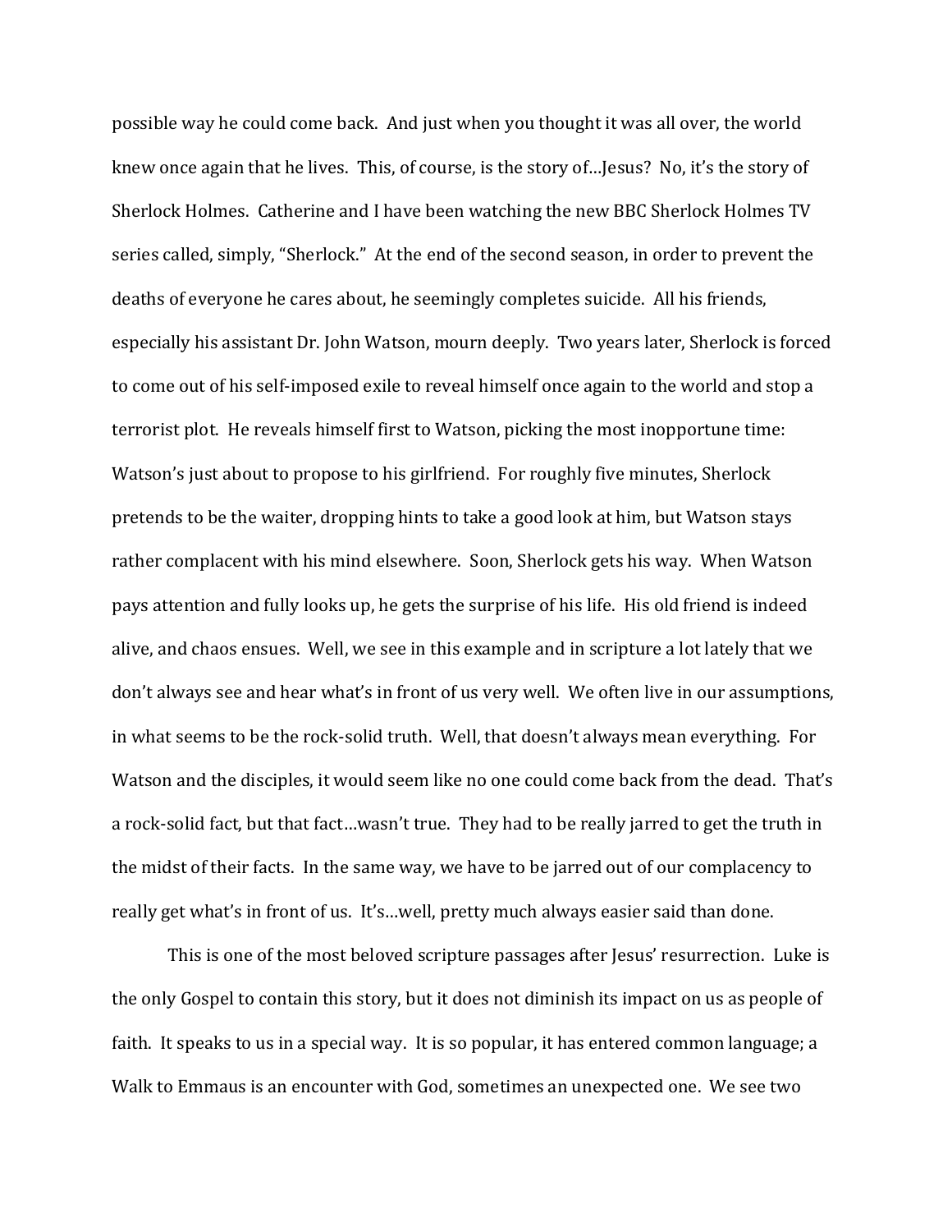possible way he could come back. And just when you thought it was all over, the world knew once again that he lives. This, of course, is the story of…Jesus? No, it's the story of Sherlock Holmes. Catherine and I have been watching the new BBC Sherlock Holmes TV series called, simply, "Sherlock." At the end of the second season, in order to prevent the deaths of everyone he cares about, he seemingly completes suicide. All his friends, especially his assistant Dr. John Watson, mourn deeply. Two years later, Sherlock is forced to come out of his self-imposed exile to reveal himself once again to the world and stop a terrorist plot. He reveals himself first to Watson, picking the most inopportune time: Watson's just about to propose to his girlfriend. For roughly five minutes, Sherlock pretends to be the waiter, dropping hints to take a good look at him, but Watson stays rather complacent with his mind elsewhere. Soon, Sherlock gets his way. When Watson pays attention and fully looks up, he gets the surprise of his life. His old friend is indeed alive, and chaos ensues. Well, we see in this example and in scripture a lot lately that we don't always see and hear what's in front of us very well. We often live in our assumptions, in what seems to be the rock-solid truth. Well, that doesn't always mean everything. For Watson and the disciples, it would seem like no one could come back from the dead. That's a rock-solid fact, but that fact…wasn't true. They had to be really jarred to get the truth in the midst of their facts. In the same way, we have to be jarred out of our complacency to really get what's in front of us. It's…well, pretty much always easier said than done.

This is one of the most beloved scripture passages after Jesus' resurrection. Luke is the only Gospel to contain this story, but it does not diminish its impact on us as people of faith. It speaks to us in a special way. It is so popular, it has entered common language; a Walk to Emmaus is an encounter with God, sometimes an unexpected one. We see two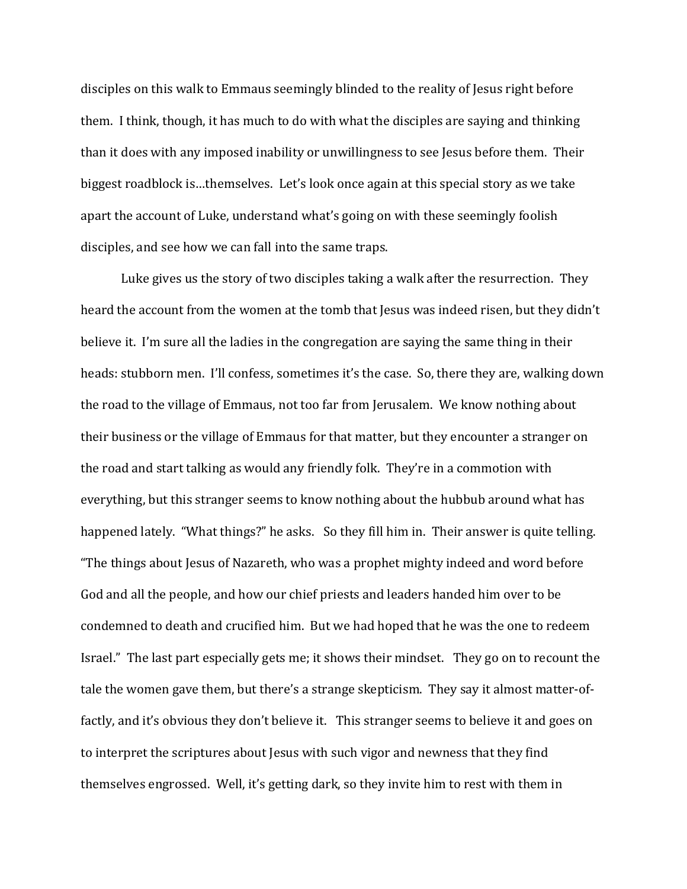disciples on this walk to Emmaus seemingly blinded to the reality of Jesus right before them. I think, though, it has much to do with what the disciples are saying and thinking than it does with any imposed inability or unwillingness to see Jesus before them. Their biggest roadblock is…themselves. Let's look once again at this special story as we take apart the account of Luke, understand what's going on with these seemingly foolish disciples, and see how we can fall into the same traps.

Luke gives us the story of two disciples taking a walk after the resurrection. They heard the account from the women at the tomb that Jesus was indeed risen, but they didn't believe it. I'm sure all the ladies in the congregation are saying the same thing in their heads: stubborn men. I'll confess, sometimes it's the case. So, there they are, walking down the road to the village of Emmaus, not too far from Jerusalem. We know nothing about their business or the village of Emmaus for that matter, but they encounter a stranger on the road and start talking as would any friendly folk. They're in a commotion with everything, but this stranger seems to know nothing about the hubbub around what has happened lately. "What things?" he asks. So they fill him in. Their answer is quite telling. "The things about Jesus of Nazareth, who was a prophet mighty indeed and word before God and all the people, and how our chief priests and leaders handed him over to be condemned to death and crucified him. But we had hoped that he was the one to redeem Israel." The last part especially gets me; it shows their mindset. They go on to recount the tale the women gave them, but there's a strange skepticism. They say it almost matter-of-factly, and it's obvious they don't believe it. This stranger seems to believe it and goes on to interpret the scriptures about Jesus with such vigor and newness that they find themselves engrossed. Well, it's getting dark, so they invite him to rest with them in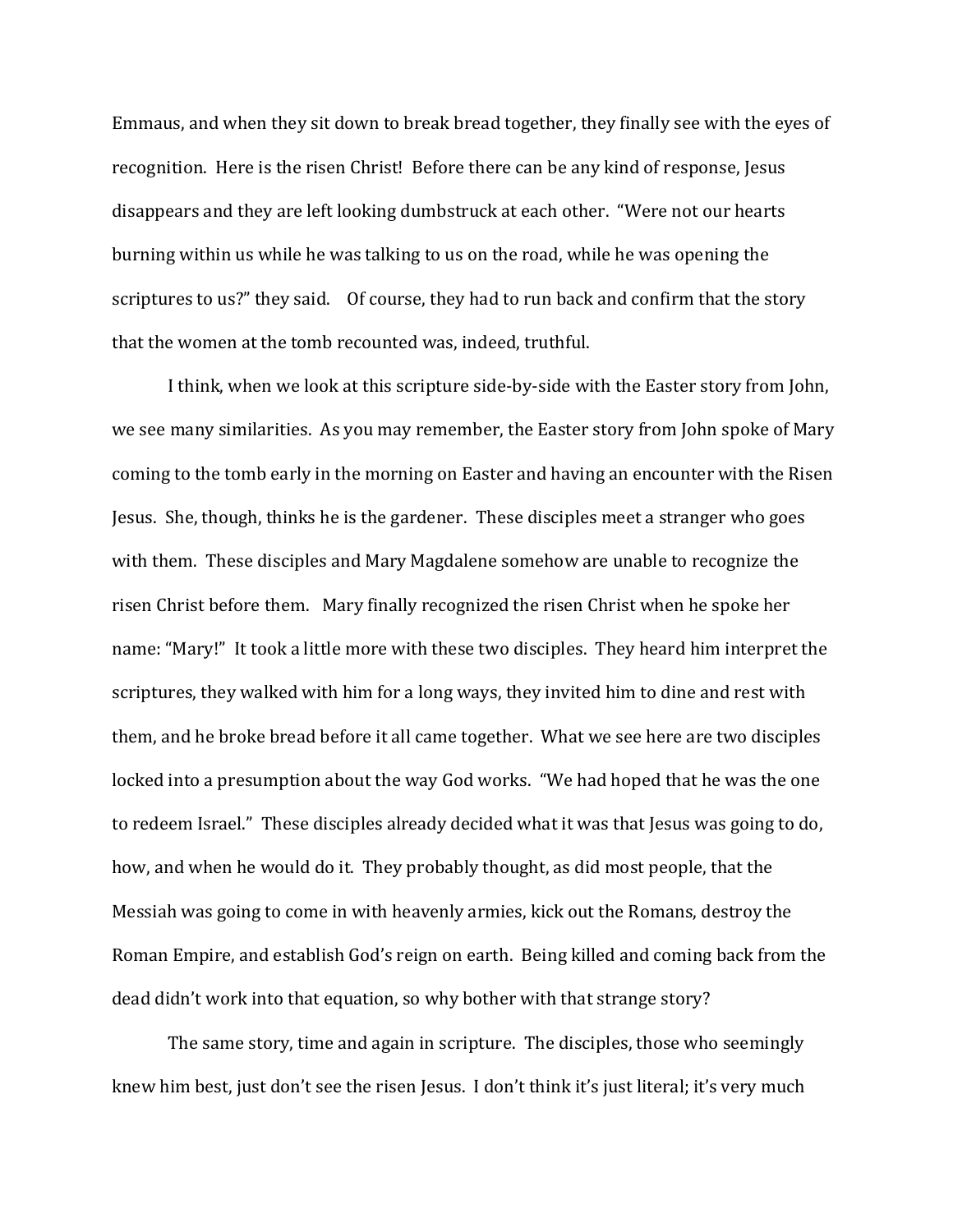Emmaus, and when they sit down to break bread together, they finally see with the eyes of recognition. Here is the risen Christ! Before there can be any kind of response, Jesus disappears and they are left looking dumbstruck at each other. "Were not our hearts burning within us while he was talking to us on the road, while he was opening the scriptures to us?" they said. Of course, they had to run back and confirm that the story that the women at the tomb recounted was, indeed, truthful.

I think, when we look at this scripture side-by-side with the Easter story from John, we see many similarities. As you may remember, the Easter story from John spoke of Mary coming to the tomb early in the morning on Easter and having an encounter with the Risen Jesus. She, though, thinks he is the gardener. These disciples meet a stranger who goes with them. These disciples and Mary Magdalene somehow are unable to recognize the risen Christ before them. Mary finally recognized the risen Christ when he spoke her name: "Mary!" It took a little more with these two disciples. They heard him interpret the scriptures, they walked with him for a long ways, they invited him to dine and rest with them, and he broke bread before it all came together. What we see here are two disciples locked into a presumption about the way God works. "We had hoped that he was the one to redeem Israel." These disciples already decided what it was that Jesus was going to do, how, and when he would do it. They probably thought, as did most people, that the Messiah was going to come in with heavenly armies, kick out the Romans, destroy the Roman Empire, and establish God's reign on earth. Being killed and coming back from the dead didn't work into that equation, so why bother with that strange story?

The same story, time and again in scripture. The disciples, those who seemingly knew him best, just don't see the risen Jesus. I don't think it's just literal; it's very much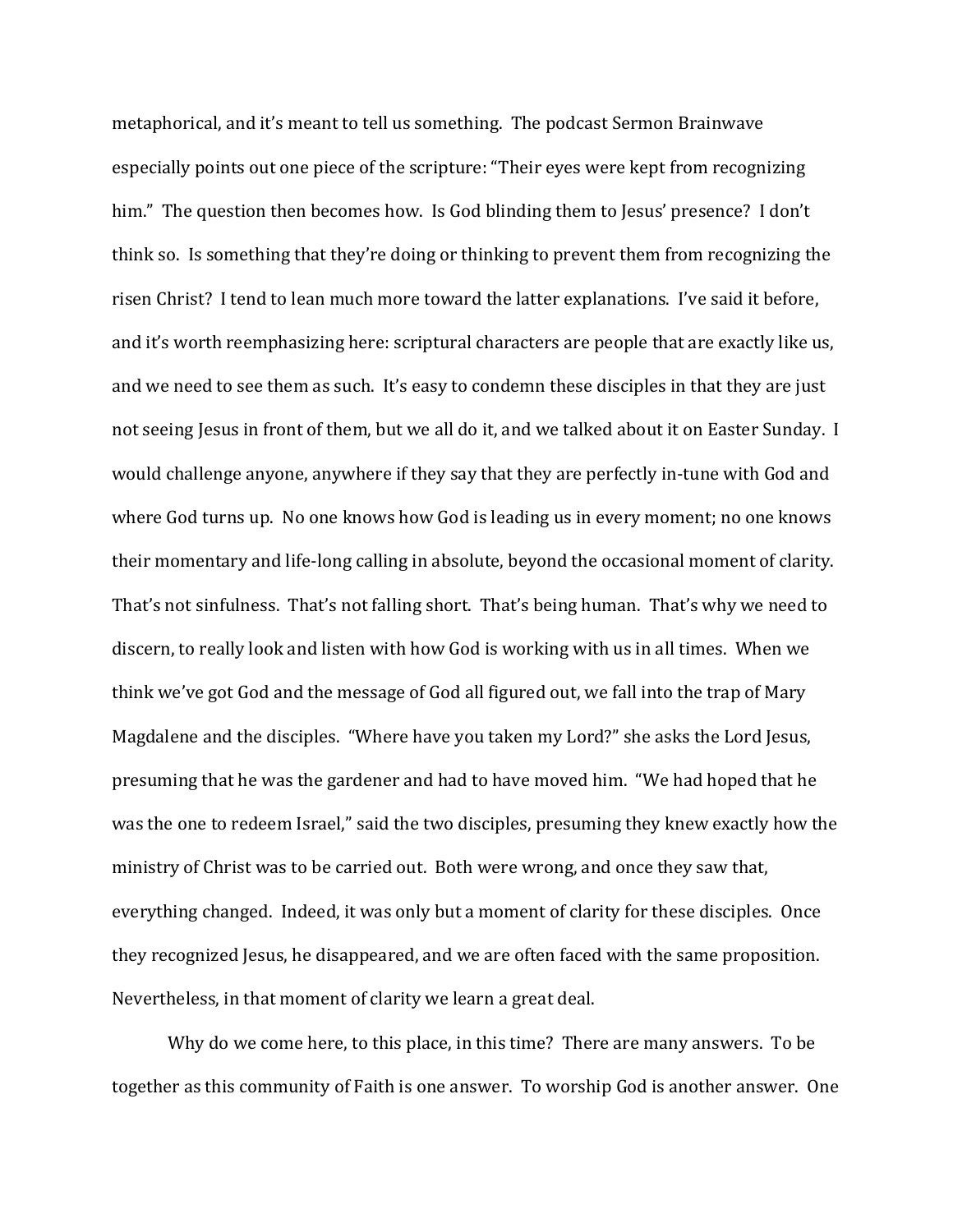metaphorical, and it's meant to tell us something. The podcast Sermon Brainwave especially points out one piece of the scripture: "Their eyes were kept from recognizing him." The question then becomes how. Is God blinding them to Jesus' presence? I don't think so. Is something that they're doing or thinking to prevent them from recognizing the risen Christ? I tend to lean much more toward the latter explanations. I've said it before, and it's worth reemphasizing here: scriptural characters are people that are exactly like us, and we need to see them as such. It's easy to condemn these disciples in that they are just not seeing Jesus in front of them, but we all do it, and we talked about it on Easter Sunday. I would challenge anyone, anywhere if they say that they are perfectly in-tune with God and where God turns up. No one knows how God is leading us in every moment; no one knows their momentary and life-long calling in absolute, beyond the occasional moment of clarity. That's not sinfulness. That's not falling short. That's being human. That's why we need to discern, to really look and listen with how God is working with us in all times. When we think we've got God and the message of God all figured out, we fall into the trap of Mary Magdalene and the disciples. "Where have you taken my Lord?" she asks the Lord Jesus, presuming that he was the gardener and had to have moved him. "We had hoped that he was the one to redeem Israel," said the two disciples, presuming they knew exactly how the ministry of Christ was to be carried out. Both were wrong, and once they saw that, everything changed. Indeed, it was only but a moment of clarity for these disciples. Once they recognized Jesus, he disappeared, and we are often faced with the same proposition. Nevertheless, in that moment of clarity we learn a great deal.

Why do we come here, to this place, in this time? There are many answers. To be together as this community of Faith is one answer. To worship God is another answer. One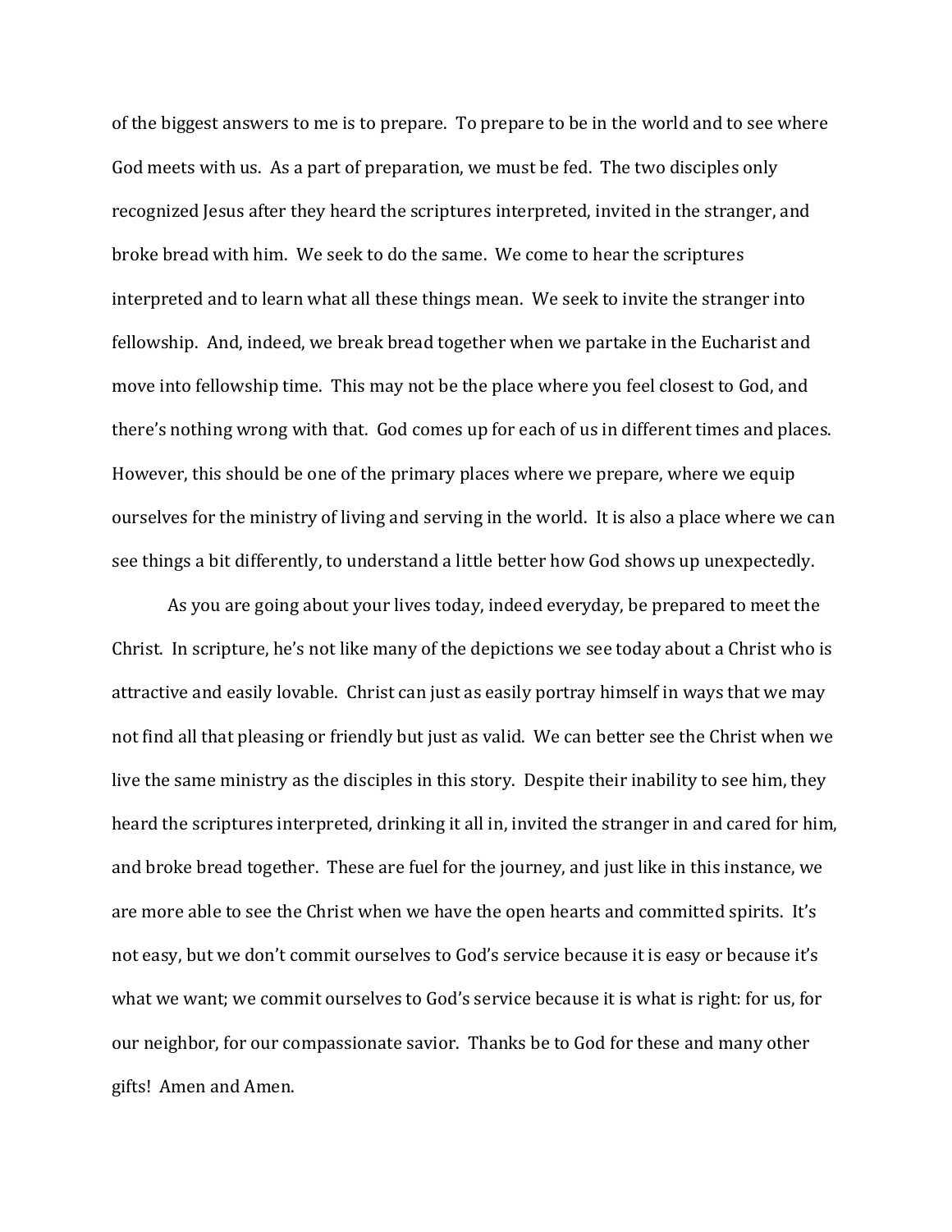of the biggest answers to me is to prepare. To prepare to be in the world and to see where God meets with us. As a part of preparation, we must be fed. The two disciples only recognized Jesus after they heard the scriptures interpreted, invited in the stranger, and broke bread with him. We seek to do the same. We come to hear the scriptures interpreted and to learn what all these things mean. We seek to invite the stranger into fellowship. And, indeed, we break bread together when we partake in the Eucharist and move into fellowship time. This may not be the place where you feel closest to God, and there's nothing wrong with that. God comes up for each of us in different times and places. However, this should be one of the primary places where we prepare, where we equip ourselves for the ministry of living and serving in the world. It is also a place where we can see things a bit differently, to understand a little better how God shows up unexpectedly.

As you are going about your lives today, indeed everyday, be prepared to meet the Christ. In scripture, he's not like many of the depictions we see today about a Christ who is attractive and easily lovable. Christ can just as easily portray himself in ways that we may not find all that pleasing or friendly but just as valid. We can better see the Christ when we live the same ministry as the disciples in this story. Despite their inability to see him, they heard the scriptures interpreted, drinking it all in, invited the stranger in and cared for him, and broke bread together. These are fuel for the journey, and just like in this instance, we are more able to see the Christ when we have the open hearts and committed spirits. It's not easy, but we don't commit ourselves to God's service because it is easy or because it's what we want; we commit ourselves to God's service because it is what is right: for us, for our neighbor, for our compassionate savior. Thanks be to God for these and many other gifts! Amen and Amen.